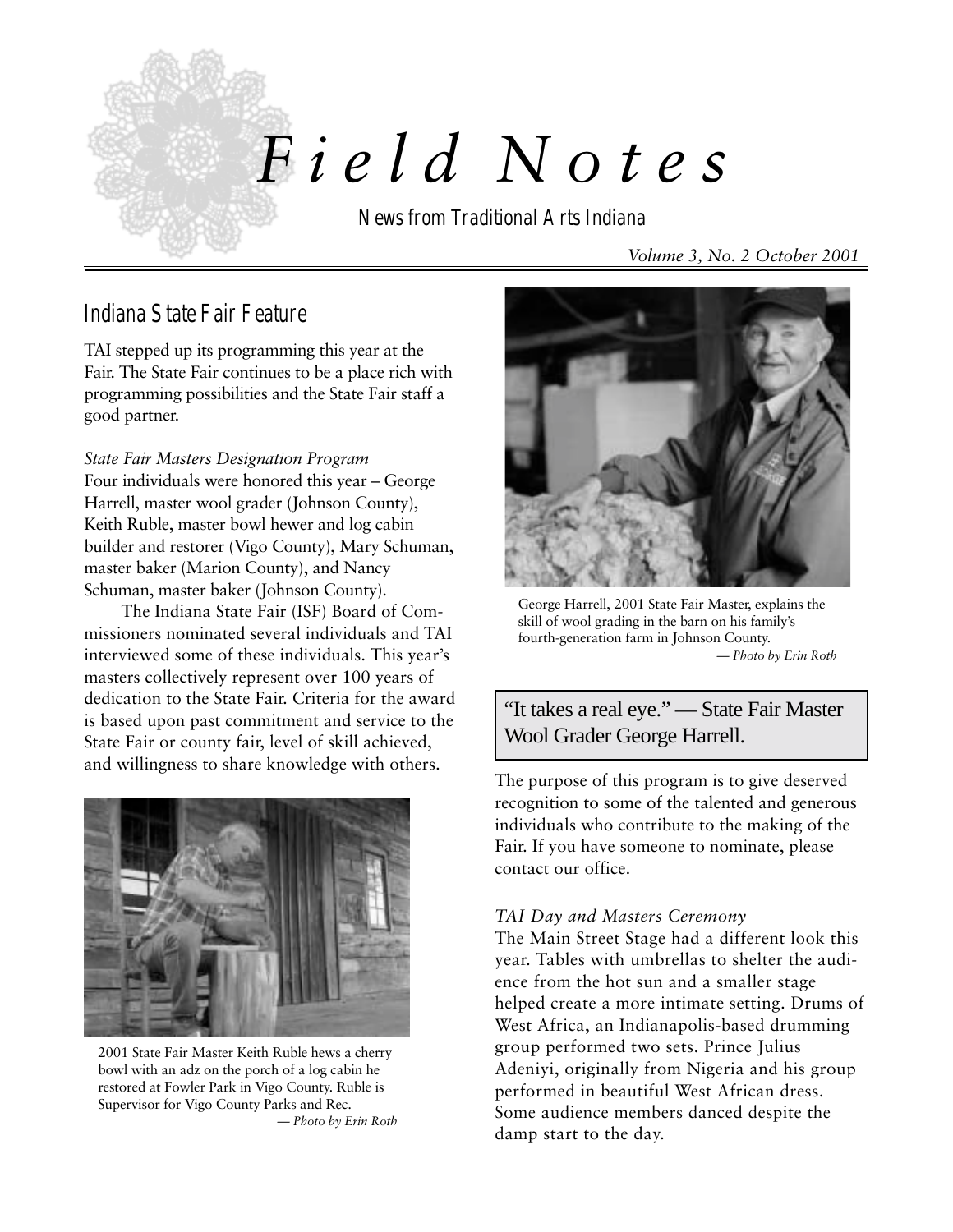# Field Notes

News from Traditional Arts Indiana

*Volume 3, No. 2 October 2001*

## Indiana State Fair Feature

TAI stepped up its programming this year at the Fair. The State Fair continues to be a place rich with programming possibilities and the State Fair staff a good partner.

*State Fair Masters Designation Program*

Four individuals were honored this year – George Harrell, master wool grader (Johnson County), Keith Ruble, master bowl hewer and log cabin builder and restorer (Vigo County), Mary Schuman, master baker (Marion County), and Nancy Schuman, master baker (Johnson County).

The Indiana State Fair (ISF) Board of Commissioners nominated several individuals and TAI interviewed some of these individuals. This year's masters collectively represent over 100 years of dedication to the State Fair. Criteria for the award is based upon past commitment and service to the State Fair or county fair, level of skill achieved, and willingness to share knowledge with others.

2001 State Fair Master Keith Ruble hews a cherry bowl with an adz on the porch of a log cabin he restored at Fowler Park in Vigo County. Ruble is Supervisor for Vigo County Parks and Rec.
*— Photo by Erin Roth*

George Harrell, 2001 State Fair Master, explains the skill of wool grading in the barn on his family's fourth-generation farm in Johnson County.
*— Photo by Erin Roth*

> "It takes a real eye." — State Fair Master Wool Grader George Harrell.

The purpose of this program is to give deserved recognition to some of the talented and generous individuals who contribute to the making of the Fair. If you have someone to nominate, please contact our office.

*TAI Day and Masters Ceremony*

The Main Street Stage had a different look this year. Tables with umbrellas to shelter the audience from the hot sun and a smaller stage helped create a more intimate setting. Drums of West Africa, an Indianapolis-based drumming group performed two sets. Prince Julius Adeniyi, originally from Nigeria and his group performed in beautiful West African dress. Some audience members danced despite the damp start to the day.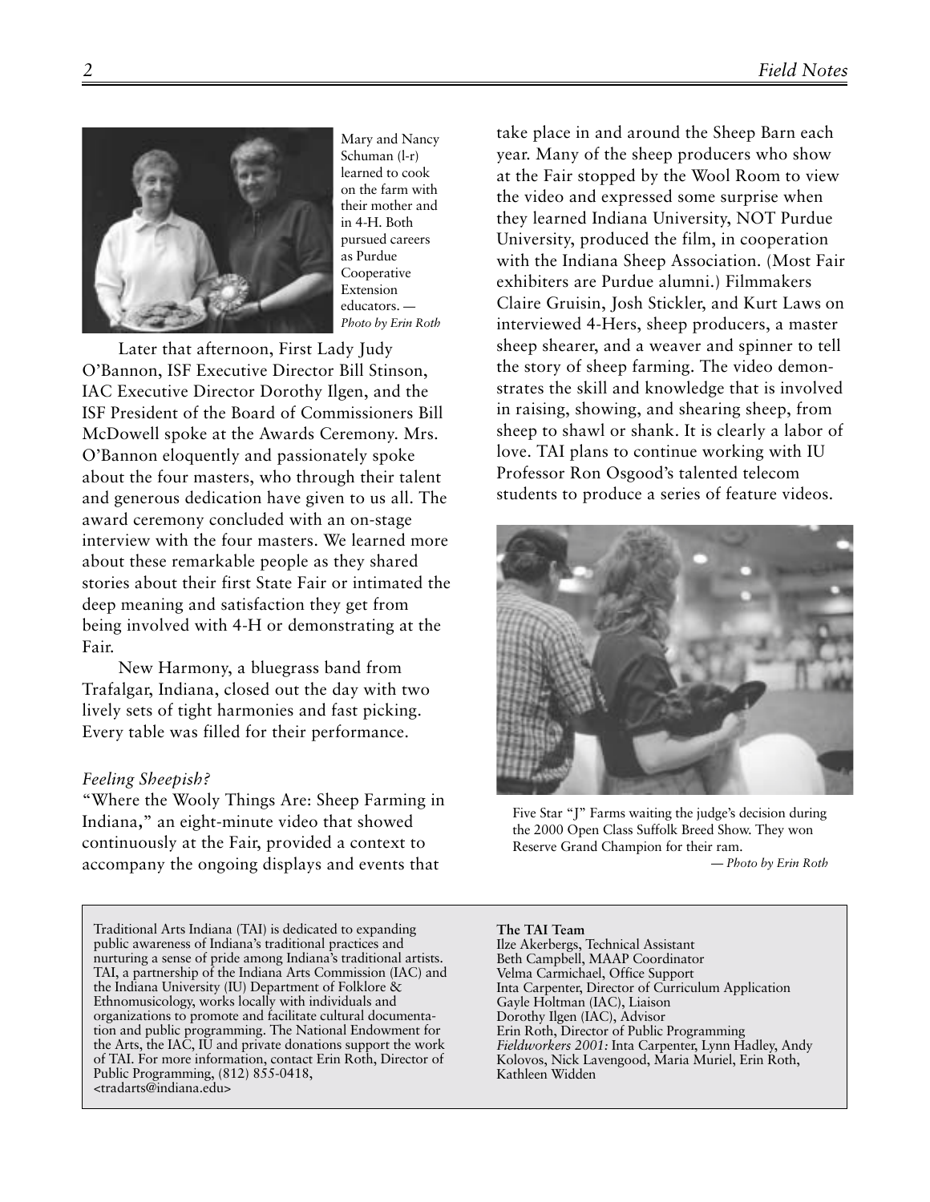Mary and Nancy Schuman (l-r) learned to cook on the farm with their mother and in 4-H. Both pursued careers as Purdue Cooperative Extension educators. — *Photo by Erin Roth*

Later that afternoon, First Lady Judy O'Bannon, ISF Executive Director Bill Stinson, IAC Executive Director Dorothy Ilgen, and the ISF President of the Board of Commissioners Bill McDowell spoke at the Awards Ceremony. Mrs. O'Bannon eloquently and passionately spoke about the four masters, who through their talent and generous dedication have given to us all. The award ceremony concluded with an on-stage interview with the four masters. We learned more about these remarkable people as they shared stories about their first State Fair or intimated the deep meaning and satisfaction they get from being involved with 4-H or demonstrating at the Fair.

New Harmony, a bluegrass band from Trafalgar, Indiana, closed out the day with two lively sets of tight harmonies and fast picking. Every table was filled for their performance.

*Feeling Sheepish?*

"Where the Wooly Things Are: Sheep Farming in Indiana," an eight-minute video that showed continuously at the Fair, provided a context to accompany the ongoing displays and events that take place in and around the Sheep Barn each year. Many of the sheep producers who show at the Fair stopped by the Wool Room to view the video and expressed some surprise when they learned Indiana University, NOT Purdue University, produced the film, in cooperation with the Indiana Sheep Association. (Most Fair exhibiters are Purdue alumni.) Filmmakers Claire Gruisin, Josh Stickler, and Kurt Laws on interviewed 4-Hers, sheep producers, a master sheep shearer, and a weaver and spinner to tell the story of sheep farming. The video demonstrates the skill and knowledge that is involved in raising, showing, and shearing sheep, from sheep to shawl or shank. It is clearly a labor of love. TAI plans to continue working with IU Professor Ron Osgood's talented telecom students to produce a series of feature videos.

Five Star "J" Farms waiting the judge's decision during the 2000 Open Class Suffolk Breed Show. They won Reserve Grand Champion for their ram.
— *Photo by Erin Roth*

Traditional Arts Indiana (TAI) is dedicated to expanding public awareness of Indiana's traditional practices and nurturing a sense of pride among Indiana's traditional artists. TAI, a partnership of the Indiana Arts Commission (IAC) and the Indiana University (IU) Department of Folklore & Ethnomusicology, works locally with individuals and organizations to promote and facilitate cultural documentation and public programming. The National Endowment for the Arts, the IAC, IU and private donations support the work of TAI. For more information, contact Erin Roth, Director of Public Programming, (812) 855-0418, <tradarts@indiana.edu>

**The TAI Team**
Ilze Akerbergs, Technical Assistant
Beth Campbell, MAAP Coordinator
Velma Carmichael, Office Support
Inta Carpenter, Director of Curriculum Application
Gayle Holtman (IAC), Liaison
Dorothy Ilgen (IAC), Advisor
Erin Roth, Director of Public Programming
*Fieldworkers 2001:* Inta Carpenter, Lynn Hadley, Andy Kolovos, Nick Lavengood, Maria Muriel, Erin Roth, Kathleen Widden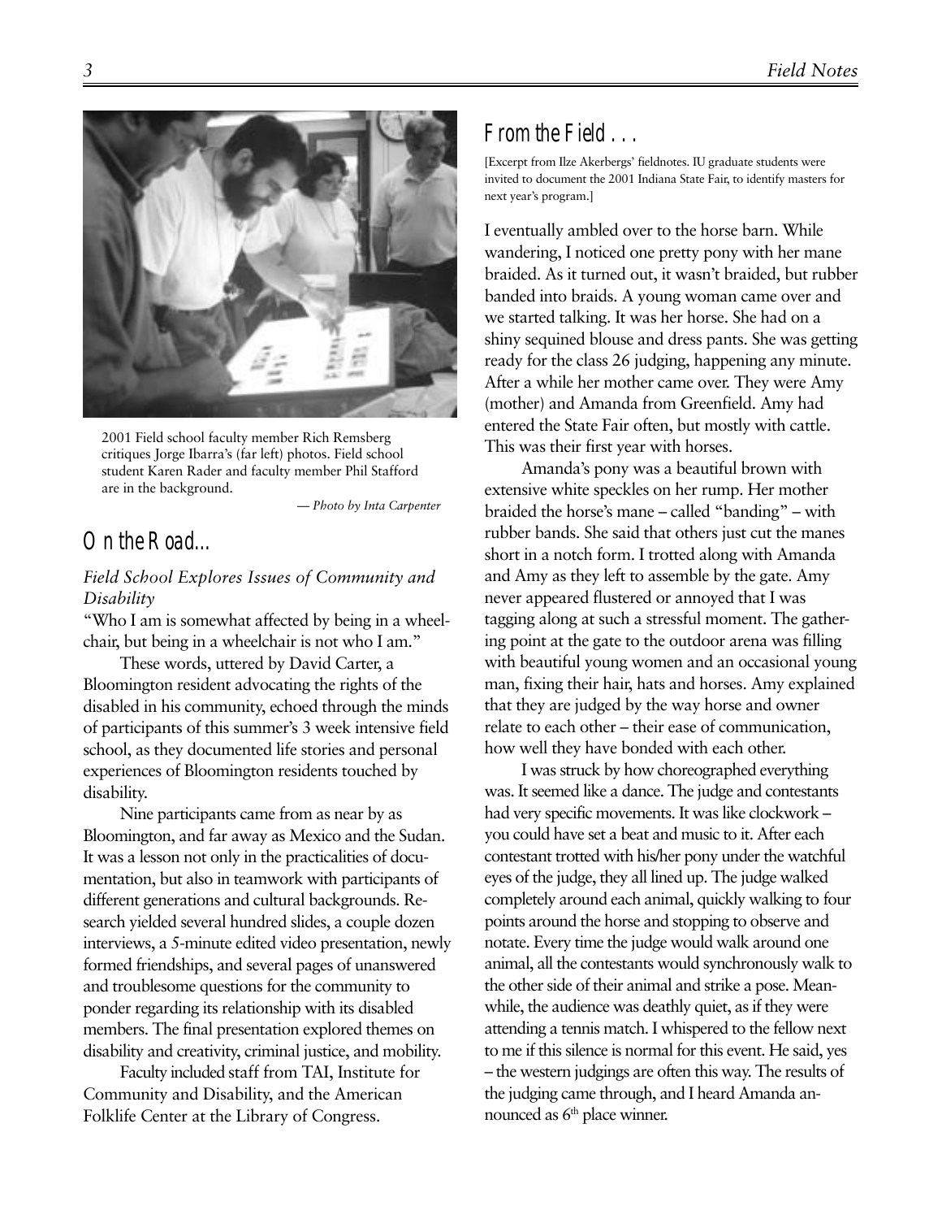2001 Field school faculty member Rich Remsberg critiques Jorge Ibarra's (far left) photos. Field school student Karen Rader and faculty member Phil Stafford are in the background.

*— Photo by Inta Carpenter*

## On the Road...

### *Field School Explores Issues of Community and Disability*

"Who I am is somewhat affected by being in a wheelchair, but being in a wheelchair is not who I am."

These words, uttered by David Carter, a Bloomington resident advocating the rights of the disabled in his community, echoed through the minds of participants of this summer's 3 week intensive field school, as they documented life stories and personal experiences of Bloomington residents touched by disability.

Nine participants came from as near by as Bloomington, and far away as Mexico and the Sudan. It was a lesson not only in the practicalities of documentation, but also in teamwork with participants of different generations and cultural backgrounds. Research yielded several hundred slides, a couple dozen interviews, a 5-minute edited video presentation, newly formed friendships, and several pages of unanswered and troublesome questions for the community to ponder regarding its relationship with its disabled members. The final presentation explored themes on disability and creativity, criminal justice, and mobility.

Faculty included staff from TAI, Institute for Community and Disability, and the American Folklife Center at the Library of Congress.

## From the Field . . .

[Excerpt from Ilze Akerbergs' fieldnotes. IU graduate students were invited to document the 2001 Indiana State Fair, to identify masters for next year's program.]

I eventually ambled over to the horse barn. While wandering, I noticed one pretty pony with her mane braided. As it turned out, it wasn't braided, but rubber banded into braids. A young woman came over and we started talking. It was her horse. She had on a shiny sequined blouse and dress pants. She was getting ready for the class 26 judging, happening any minute. After a while her mother came over. They were Amy (mother) and Amanda from Greenfield. Amy had entered the State Fair often, but mostly with cattle. This was their first year with horses.

Amanda's pony was a beautiful brown with extensive white speckles on her rump. Her mother braided the horse's mane – called "banding" – with rubber bands. She said that others just cut the manes short in a notch form. I trotted along with Amanda and Amy as they left to assemble by the gate. Amy never appeared flustered or annoyed that I was tagging along at such a stressful moment. The gathering point at the gate to the outdoor arena was filling with beautiful young women and an occasional young man, fixing their hair, hats and horses. Amy explained that they are judged by the way horse and owner relate to each other – their ease of communication, how well they have bonded with each other.

I was struck by how choreographed everything was. It seemed like a dance. The judge and contestants had very specific movements. It was like clockwork – you could have set a beat and music to it. After each contestant trotted with his/her pony under the watchful eyes of the judge, they all lined up. The judge walked completely around each animal, quickly walking to four points around the horse and stopping to observe and notate. Every time the judge would walk around one animal, all the contestants would synchronously walk to the other side of their animal and strike a pose. Meanwhile, the audience was deathly quiet, as if they were attending a tennis match. I whispered to the fellow next to me if this silence is normal for this event. He said, yes – the western judgings are often this way. The results of the judging came through, and I heard Amanda announced as 6th place winner.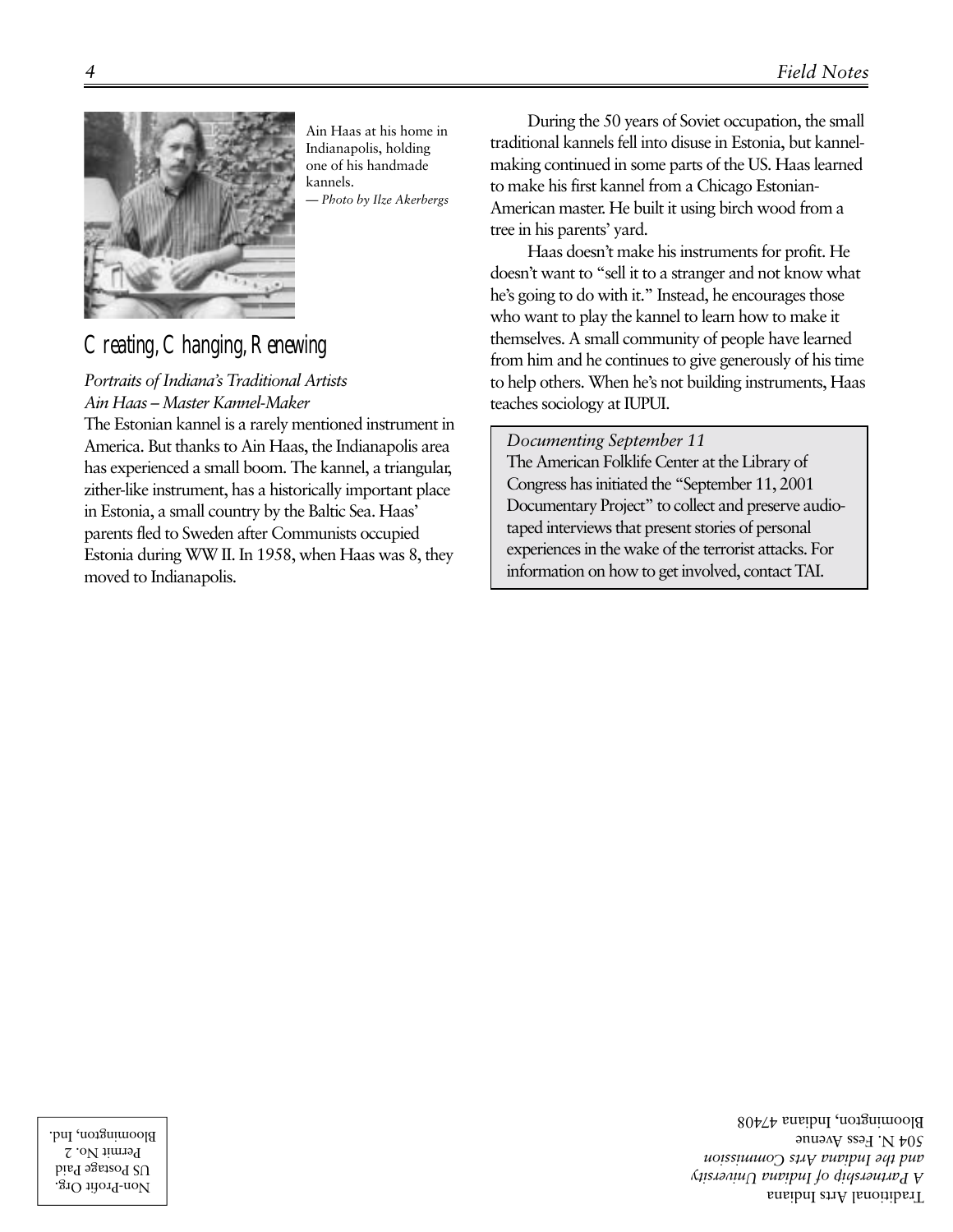Ain Haas at his home in Indianapolis, holding one of his handmade kannels.
— *Photo by Ilze Akerbergs*

## Creating, Changing, Renewing

*Portraits of Indiana's Traditional Artists*
*Ain Haas – Master Kannel-Maker*

The Estonian kannel is a rarely mentioned instrument in America. But thanks to Ain Haas, the Indianapolis area has experienced a small boom. The kannel, a triangular, zither-like instrument, has a historically important place in Estonia, a small country by the Baltic Sea. Haas' parents fled to Sweden after Communists occupied Estonia during WW II. In 1958, when Haas was 8, they moved to Indianapolis.

During the 50 years of Soviet occupation, the small traditional kannels fell into disuse in Estonia, but kannel-making continued in some parts of the US. Haas learned to make his first kannel from a Chicago Estonian-American master. He built it using birch wood from a tree in his parents' yard.

Haas doesn't make his instruments for profit. He doesn't want to "sell it to a stranger and not know what he's going to do with it." Instead, he encourages those who want to play the kannel to learn how to make it themselves. A small community of people have learned from him and he continues to give generously of his time to help others. When he's not building instruments, Haas teaches sociology at IUPUI.

*Documenting September 11*

The American Folklife Center at the Library of Congress has initiated the "September 11, 2001 Documentary Project" to collect and preserve audio-taped interviews that present stories of personal experiences in the wake of the terrorist attacks. For information on how to get involved, contact TAI.

Traditional Arts Indiana
*A Partnership of Indiana University*
*and the Indiana Arts Commission*
504 N. Fess Avenue
Bloomington, Indiana 47408

Non-Profit Org.
US Postage Paid
Permit No. 2
Bloomington, Ind.